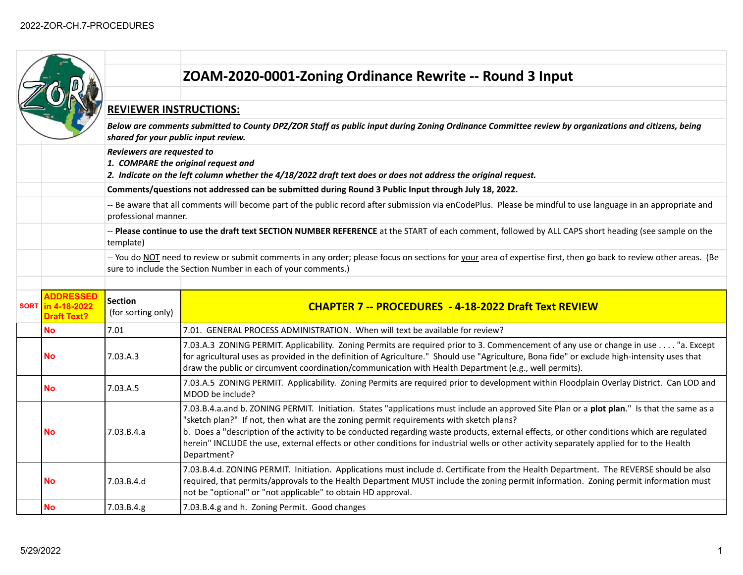# ZOAM-2020-0001-Zoning Ordinance Rewrite -- Round 3 Input

## REVIEWER INSTRUCTIONS:

***Below are comments submitted to County DPZ/ZOR Staff as public input during Zoning Ordinance Committee review by organizations and citizens, being shared for your public input review.***

***Reviewers are requested to***
***1. COMPARE the original request and***
***2. Indicate on the left column whether the 4/18/2022 draft text does or does not address the original request.***

**Comments/questions not addressed can be submitted during Round 3 Public Input through July 18, 2022.**

-- Be aware that all comments will become part of the public record after submission via enCodePlus. Please be mindful to use language in an appropriate and professional manner.

-- **Please continue to use the draft text SECTION NUMBER REFERENCE** at the START of each comment, followed by ALL CAPS short heading (see sample on the template)

-- You do NOT need to review or submit comments in any order; please focus on sections for your area of expertise first, then go back to review other areas. (Be sure to include the Section Number in each of your comments.)

| SORT | ADDRESSED in 4-18-2022 Draft Text? | Section (for sorting only) | CHAPTER 7 -- PROCEDURES - 4-18-2022 Draft Text REVIEW |
|---|---|---|---|
| | No | 7.01 | 7.01. GENERAL PROCESS ADMINISTRATION. When will text be available for review? |
| | No | 7.03.A.3 | 7.03.A.3 ZONING PERMIT. Applicability. Zoning Permits are required prior to 3. Commencement of any use or change in use . . . . "a. Except for agricultural uses as provided in the definition of Agriculture." Should use "Agriculture, Bona fide" or exclude high-intensity uses that draw the public or circumvent coordination/communication with Health Department (e.g., well permits). |
| | No | 7.03.A.5 | 7.03.A.5 ZONING PERMIT. Applicability. Zoning Permits are required prior to development within Floodplain Overlay District. Can LOD and MDOD be include? |
| | No | 7.03.B.4.a | 7.03.B.4.a.and b. ZONING PERMIT. Initiation. States "applications must include an approved Site Plan or a **plot plan**." Is that the same as a "sketch plan?" If not, then what are the zoning permit requirements with sketch plans?<br>b. Does a "description of the activity to be conducted regarding waste products, external effects, or other conditions which are regulated herein" INCLUDE the use, external effects or other conditions for industrial wells or other activity separately applied for to the Health Department? |
| | No | 7.03.B.4.d | 7.03.B.4.d. ZONING PERMIT. Initiation. Applications must include d. Certificate from the Health Department. The REVERSE should be also required, that permits/approvals to the Health Department MUST include the zoning permit information. Zoning permit information must not be "optional" or "not applicable" to obtain HD approval. |
| | No | 7.03.B.4.g | 7.03.B.4.g and h. Zoning Permit. Good changes |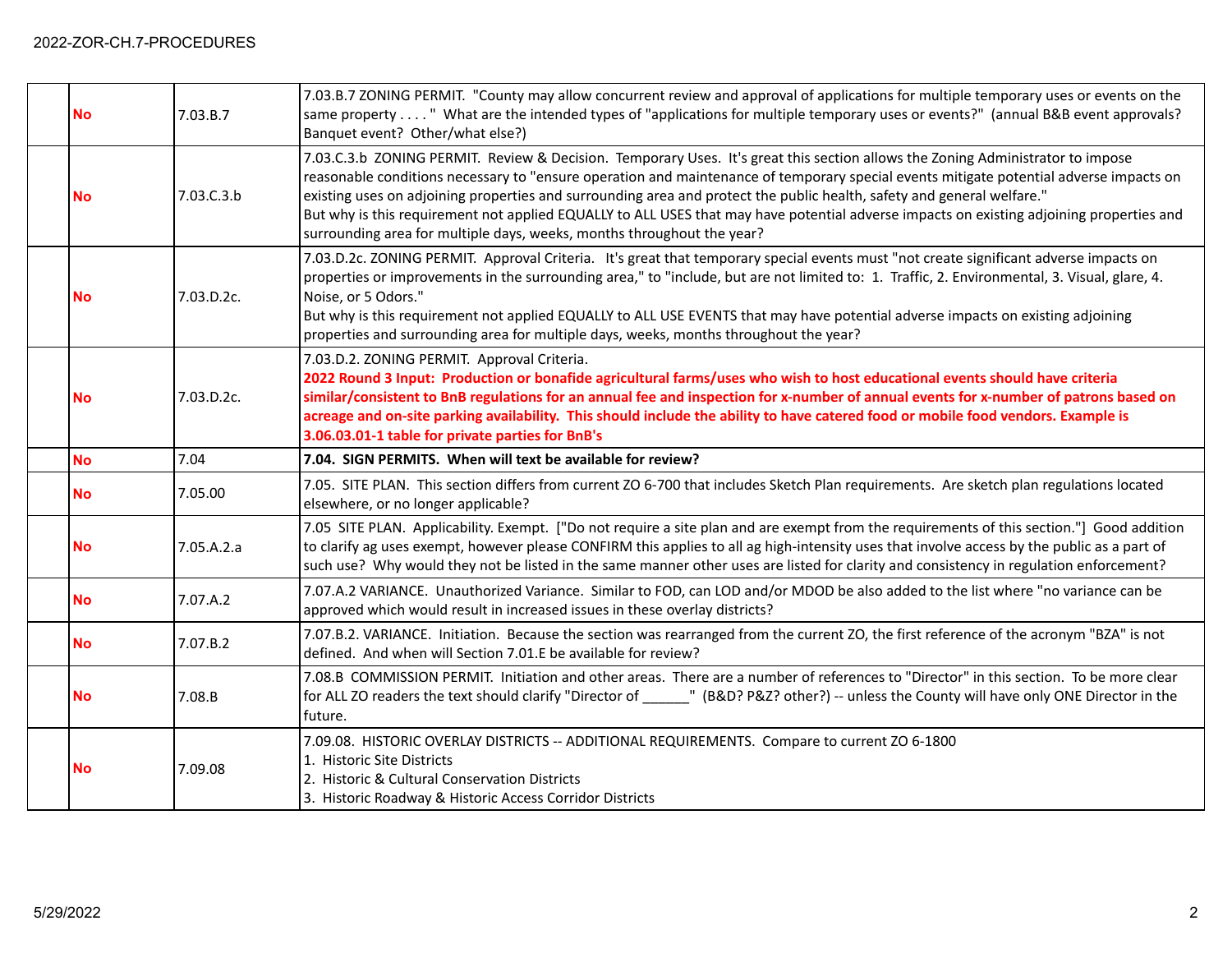| | | | |
|---|---|---|---|
| | No | 7.03.B.7 | 7.03.B.7 ZONING PERMIT. "County may allow concurrent review and approval of applications for multiple temporary uses or events on the same property . . . . " What are the intended types of "applications for multiple temporary uses or events?" (annual B&B event approvals? Banquet event? Other/what else?) |
| | No | 7.03.C.3.b | 7.03.C.3.b ZONING PERMIT. Review & Decision. Temporary Uses. It's great this section allows the Zoning Administrator to impose reasonable conditions necessary to "ensure operation and maintenance of temporary special events mitigate potential adverse impacts on existing uses on adjoining properties and surrounding area and protect the public health, safety and general welfare."<br>But why is this requirement not applied EQUALLY to ALL USES that may have potential adverse impacts on existing adjoining properties and surrounding area for multiple days, weeks, months throughout the year? |
| | No | 7.03.D.2c. | 7.03.D.2c. ZONING PERMIT. Approval Criteria. It's great that temporary special events must "not create significant adverse impacts on properties or improvements in the surrounding area," to "include, but are not limited to: 1. Traffic, 2. Environmental, 3. Visual, glare, 4. Noise, or 5 Odors."<br>But why is this requirement not applied EQUALLY to ALL USE EVENTS that may have potential adverse impacts on existing adjoining properties and surrounding area for multiple days, weeks, months throughout the year? |
| | No | 7.03.D.2c. | 7.03.D.2. ZONING PERMIT. Approval Criteria.<br>**2022 Round 3 Input: Production or bonafide agricultural farms/uses who wish to host educational events should have criteria similar/consistent to BnB regulations for an annual fee and inspection for x-number of annual events for x-number of patrons based on acreage and on-site parking availability. This should include the ability to have catered food or mobile food vendors. Example is 3.06.03.01-1 table for private parties for BnB's** |
| | No | 7.04 | **7.04. SIGN PERMITS. When will text be available for review?** |
| | No | 7.05.00 | 7.05. SITE PLAN. This section differs from current ZO 6-700 that includes Sketch Plan requirements. Are sketch plan regulations located elsewhere, or no longer applicable? |
| | No | 7.05.A.2.a | 7.05 SITE PLAN. Applicability. Exempt. ["Do not require a site plan and are exempt from the requirements of this section."] Good addition to clarify ag uses exempt, however please CONFIRM this applies to all ag high-intensity uses that involve access by the public as a part of such use? Why would they not be listed in the same manner other uses are listed for clarity and consistency in regulation enforcement? |
| | No | 7.07.A.2 | 7.07.A.2 VARIANCE. Unauthorized Variance. Similar to FOD, can LOD and/or MDOD be also added to the list where "no variance can be approved which would result in increased issues in these overlay districts? |
| | No | 7.07.B.2 | 7.07.B.2. VARIANCE. Initiation. Because the section was rearranged from the current ZO, the first reference of the acronym "BZA" is not defined. And when will Section 7.01.E be available for review? |
| | No | 7.08.B | 7.08.B COMMISSION PERMIT. Initiation and other areas. There are a number of references to "Director" in this section. To be more clear for ALL ZO readers the text should clarify "Director of ______" (B&D? P&Z? other?) -- unless the County will have only ONE Director in the future. |
| | No | 7.09.08 | 7.09.08. HISTORIC OVERLAY DISTRICTS -- ADDITIONAL REQUIREMENTS. Compare to current ZO 6-1800<br>1. Historic Site Districts<br>2. Historic & Cultural Conservation Districts<br>3. Historic Roadway & Historic Access Corridor Districts |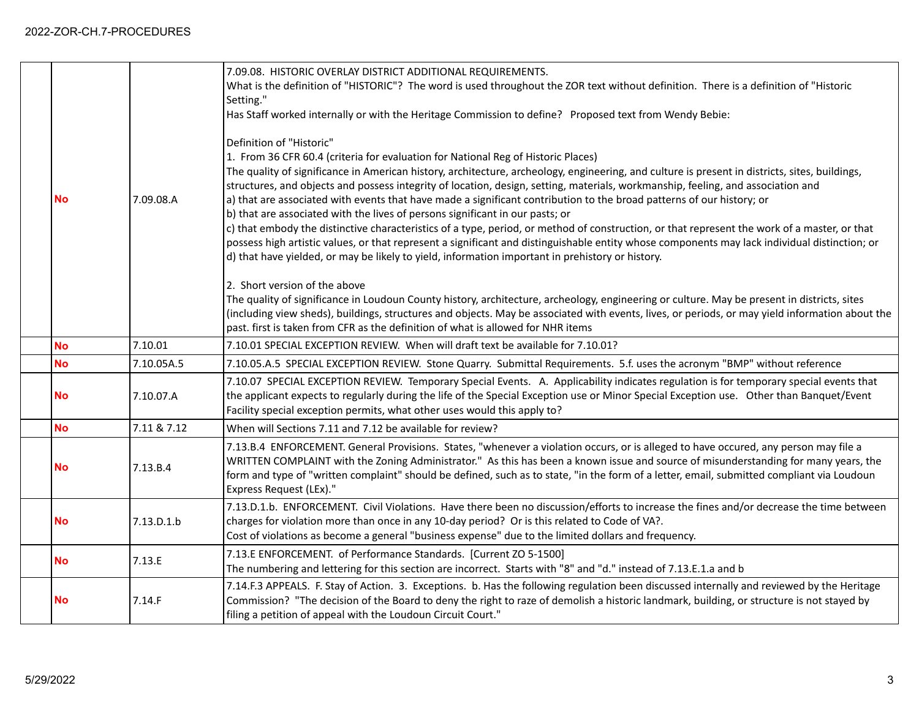| | | | |
|---|---|---|---|
| | **No** | 7.09.08.A | 7.09.08. HISTORIC OVERLAY DISTRICT ADDITIONAL REQUIREMENTS.<br>What is the definition of "HISTORIC"? The word is used throughout the ZOR text without definition. There is a definition of "Historic Setting."<br>Has Staff worked internally or with the Heritage Commission to define? Proposed text from Wendy Bebie:<br><br>Definition of "Historic"<br>1. From 36 CFR 60.4 (criteria for evaluation for National Reg of Historic Places)<br>The quality of significance in American history, architecture, archeology, engineering, and culture is present in districts, sites, buildings, structures, and objects and possess integrity of location, design, setting, materials, workmanship, feeling, and association and<br>a) that are associated with events that have made a significant contribution to the broad patterns of our history; or<br>b) that are associated with the lives of persons significant in our pasts; or<br>c) that embody the distinctive characteristics of a type, period, or method of construction, or that represent the work of a master, or that possess high artistic values, or that represent a significant and distinguishable entity whose components may lack individual distinction; or<br>d) that have yielded, or may be likely to yield, information important in prehistory or history.<br><br>2. Short version of the above<br>The quality of significance in Loudoun County history, architecture, archeology, engineering or culture. May be present in districts, sites (including view sheds), buildings, structures and objects. May be associated with events, lives, or periods, or may yield information about the past. first is taken from CFR as the definition of what is allowed for NHR items |
| | **No** | 7.10.01 | 7.10.01 SPECIAL EXCEPTION REVIEW. When will draft text be available for 7.10.01? |
| | **No** | 7.10.05A.5 | 7.10.05.A.5 SPECIAL EXCEPTION REVIEW. Stone Quarry. Submittal Requirements. 5.f. uses the acronym "BMP" without reference |
| | **No** | 7.10.07.A | 7.10.07 SPECIAL EXCEPTION REVIEW. Temporary Special Events. A. Applicability indicates regulation is for temporary special events that the applicant expects to regularly during the life of the Special Exception use or Minor Special Exception use. Other than Banquet/Event Facility special exception permits, what other uses would this apply to? |
| | **No** | 7.11 & 7.12 | When will Sections 7.11 and 7.12 be available for review? |
| | **No** | 7.13.B.4 | 7.13.B.4 ENFORCEMENT. General Provisions. States, "whenever a violation occurs, or is alleged to have occured, any person may file a WRITTEN COMPLAINT with the Zoning Administrator." As this has been a known issue and source of misunderstanding for many years, the form and type of "written complaint" should be defined, such as to state, "in the form of a letter, email, submitted compliant via Loudoun Express Request (LEx)." |
| | **No** | 7.13.D.1.b | 7.13.D.1.b. ENFORCEMENT. Civil Violations. Have there been no discussion/efforts to increase the fines and/or decrease the time between charges for violation more than once in any 10-day period? Or is this related to Code of VA?.<br>Cost of violations as become a general "business expense" due to the limited dollars and frequency. |
| | **No** | 7.13.E | 7.13.E ENFORCEMENT. of Performance Standards. [Current ZO 5-1500]<br>The numbering and lettering for this section are incorrect. Starts with "8" and "d." instead of 7.13.E.1.a and b |
| | **No** | 7.14.F | 7.14.F.3 APPEALS. F. Stay of Action. 3. Exceptions. b. Has the following regulation been discussed internally and reviewed by the Heritage Commission? "The decision of the Board to deny the right to raze of demolish a historic landmark, building, or structure is not stayed by filing a petition of appeal with the Loudoun Circuit Court." |